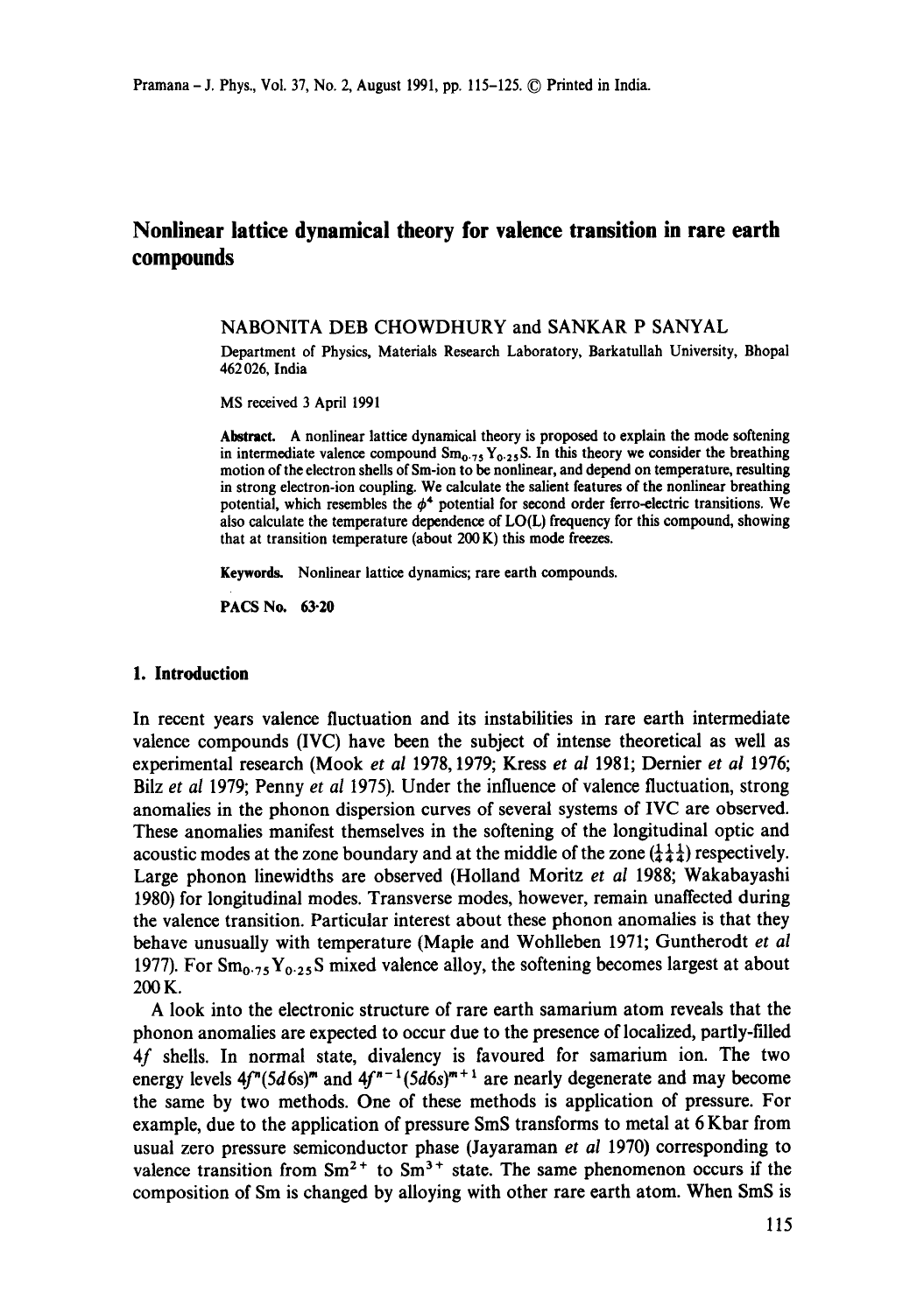# Nonlinear lattice dynamical theory for valence transition in rare earth compounds

NABONITA DEB CHOWDHURY and SANKAR P SANYAL

Department of Physics, Materials Research Laboratory, Barkatullah University, Bhopal 462 026, India

MS received 3 April 1991

**Abstract.** A nonlinear lattice dynamical theory is proposed to explain the mode softening in intermediate valence compound $Sm_{0.75}Y_{0.25}S$. In this theory we consider the breathing motion of the electron shells of Sm-ion to be nonlinear, and depend on temperature, resulting in strong electron-ion coupling. We calculate the salient features of the nonlinear breathing potential, which resembles the $\phi^4$ potential for second order ferro-electric transitions. We also calculate the temperature dependence of LO(L) frequency for this compound, showing that at transition temperature (about 200 K) this mode freezes.

**Keywords.** Nonlinear lattice dynamics; rare earth compounds.

**PACS No.** 63·20

## 1. Introduction

In recent years valence fluctuation and its instabilities in rare earth intermediate valence compounds (IVC) have been the subject of intense theoretical as well as experimental research (Mook *et al* 1978, 1979; Kress *et al* 1981; Dernier *et al* 1976; Bilz *et al* 1979; Penny *et al* 1975). Under the influence of valence fluctuation, strong anomalies in the phonon dispersion curves of several systems of IVC are observed. These anomalies manifest themselves in the softening of the longitudinal optic and acoustic modes at the zone boundary and at the middle of the zone $(\frac{1}{4}\frac{1}{4}\frac{1}{4})$ respectively. Large phonon linewidths are observed (Holland Moritz *et al* 1988; Wakabayashi 1980) for longitudinal modes. Transverse modes, however, remain unaffected during the valence transition. Particular interest about these phonon anomalies is that they behave unusually with temperature (Maple and Wohlleben 1971; Guntherodt *et al* 1977). For $Sm_{0.75}Y_{0.25}S$ mixed valence alloy, the softening becomes largest at about 200 K.

A look into the electronic structure of rare earth samarium atom reveals that the phonon anomalies are expected to occur due to the presence of localized, partly-filled $4f$ shells. In normal state, divalency is favoured for samarium ion. The two energy levels $4f^n(5d6s)^m$ and $4f^{n-1}(5d6s)^{m+1}$ are nearly degenerate and may become the same by two methods. One of these methods is application of pressure. For example, due to the application of pressure SmS transforms to metal at 6 Kbar from usual zero pressure semiconductor phase (Jayaraman *et al* 1970) corresponding to valence transition from $Sm^{2+}$ to $Sm^{3+}$ state. The same phenomenon occurs if the composition of Sm is changed by alloying with other rare earth atom. When SmS is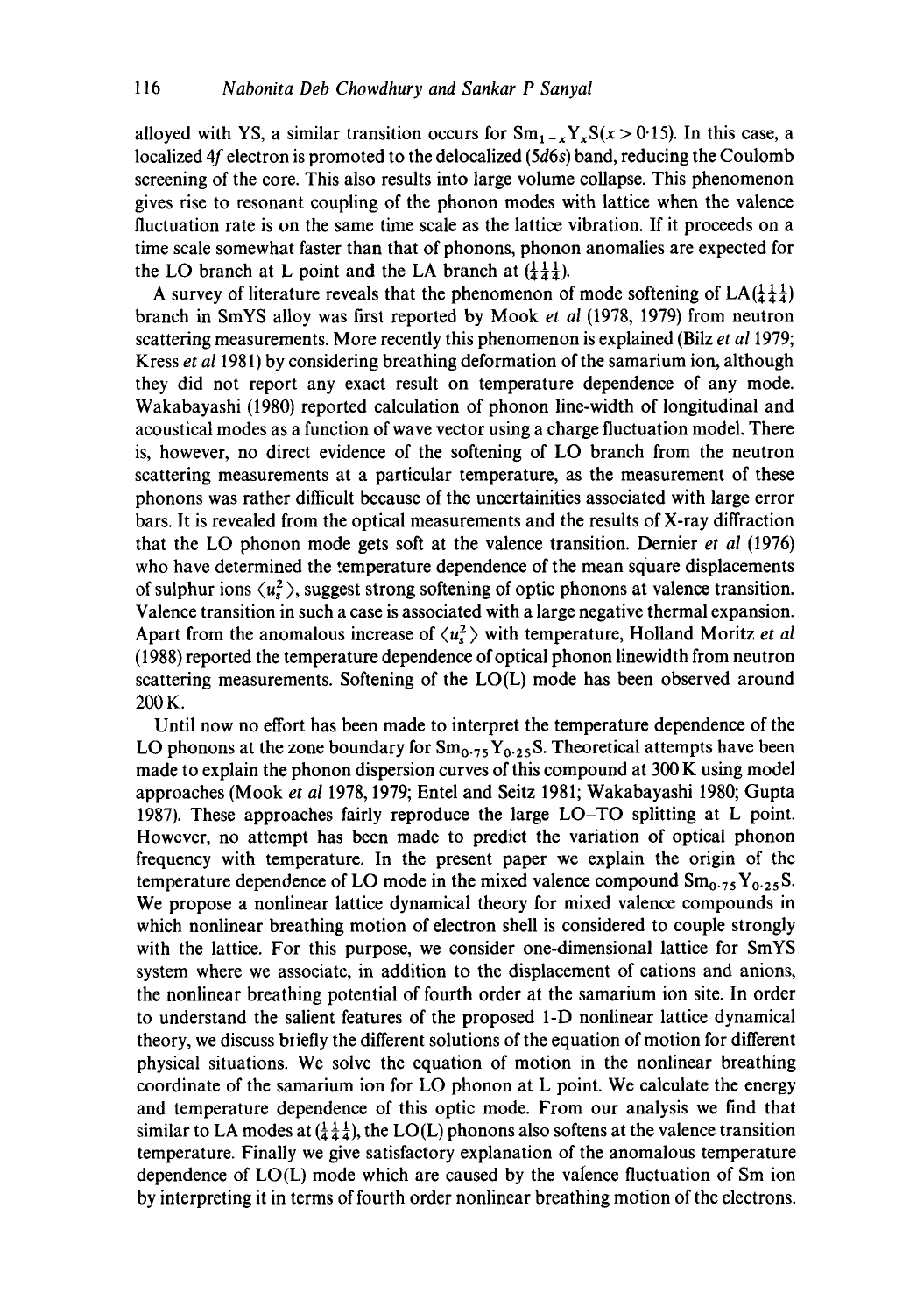alloyed with YS, a similar transition occurs for $Sm_{1-x}Y_xS (x > 0{\cdot}15)$. In this case, a localized $4f$ electron is promoted to the delocalized ($5d6s$) band, reducing the Coulomb screening of the core. This also results into large volume collapse. This phenomenon gives rise to resonant coupling of the phonon modes with lattice when the valence fluctuation rate is on the same time scale as the lattice vibration. If it proceeds on a time scale somewhat faster than that of phonons, phonon anomalies are expected for the LO branch at L point and the LA branch at $(\frac{1}{4}\frac{1}{4}\frac{1}{4})$.

A survey of literature reveals that the phenomenon of mode softening of LA$(\frac{1}{4}\frac{1}{4}\frac{1}{4})$ branch in SmYS alloy was first reported by Mook *et al* (1978, 1979) from neutron scattering measurements. More recently this phenomenon is explained (Bilz *et al* 1979; Kress *et al* 1981) by considering breathing deformation of the samarium ion, although they did not report any exact result on temperature dependence of any mode. Wakabayashi (1980) reported calculation of phonon line-width of longitudinal and acoustical modes as a function of wave vector using a charge fluctuation model. There is, however, no direct evidence of the softening of LO branch from the neutron scattering measurements at a particular temperature, as the measurement of these phonons was rather difficult because of the uncertainities associated with large error bars. It is revealed from the optical measurements and the results of X-ray diffraction that the LO phonon mode gets soft at the valence transition. Dernier *et al* (1976) who have determined the temperature dependence of the mean square displacements of sulphur ions $\langle u_s^2 \rangle$, suggest strong softening of optic phonons at valence transition. Valence transition in such a case is associated with a large negative thermal expansion. Apart from the anomalous increase of $\langle u_s^2 \rangle$ with temperature, Holland Moritz *et al* (1988) reported the temperature dependence of optical phonon linewidth from neutron scattering measurements. Softening of the LO(L) mode has been observed around 200 K.

Until now no effort has been made to interpret the temperature dependence of the LO phonons at the zone boundary for $Sm_{0{\cdot}75}Y_{0{\cdot}25}S$. Theoretical attempts have been made to explain the phonon dispersion curves of this compound at 300 K using model approaches (Mook *et al* 1978, 1979; Entel and Seitz 1981; Wakabayashi 1980; Gupta 1987). These approaches fairly reproduce the large LO–TO splitting at L point. However, no attempt has been made to predict the variation of optical phonon frequency with temperature. In the present paper we explain the origin of the temperature dependence of LO mode in the mixed valence compound $Sm_{0{\cdot}75}Y_{0{\cdot}25}S$. We propose a nonlinear lattice dynamical theory for mixed valence compounds in which nonlinear breathing motion of electron shell is considered to couple strongly with the lattice. For this purpose, we consider one-dimensional lattice for SmYS system where we associate, in addition to the displacement of cations and anions, the nonlinear breathing potential of fourth order at the samarium ion site. In order to understand the salient features of the proposed 1-D nonlinear lattice dynamical theory, we discuss briefly the different solutions of the equation of motion for different physical situations. We solve the equation of motion in the nonlinear breathing coordinate of the samarium ion for LO phonon at L point. We calculate the energy and temperature dependence of this optic mode. From our analysis we find that similar to LA modes at $(\frac{1}{4}\frac{1}{4}\frac{1}{4})$, the LO(L) phonons also softens at the valence transition temperature. Finally we give satisfactory explanation of the anomalous temperature dependence of LO(L) mode which are caused by the valence fluctuation of Sm ion by interpreting it in terms of fourth order nonlinear breathing motion of the electrons.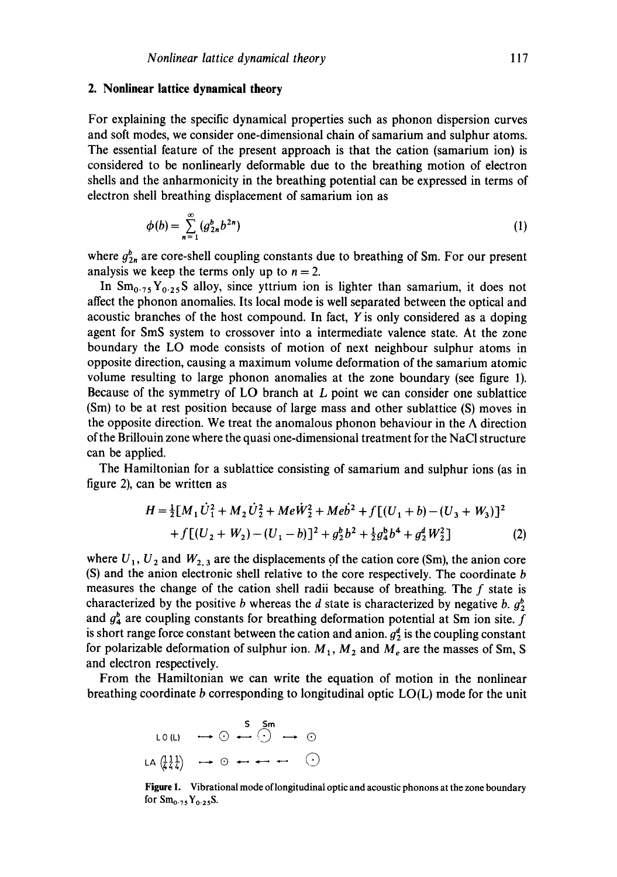## 2. Nonlinear lattice dynamical theory

For explaining the specific dynamical properties such as phonon dispersion curves and soft modes, we consider one-dimensional chain of samarium and sulphur atoms. The essential feature of the present approach is that the cation (samarium ion) is considered to be nonlinearly deformable due to the breathing motion of electron shells and the anharmonicity in the breathing potential can be expressed in terms of electron shell breathing displacement of samarium ion as

$$\phi(b) = \sum_{n=1}^{\infty} (g_{2n}^{b} b^{2n}) \tag{1}$$

where $g_{2n}^{b}$ are core-shell coupling constants due to breathing of Sm. For our present analysis we keep the terms only up to $n = 2$.

In $Sm_{0.75}Y_{0.25}S$ alloy, since yttrium ion is lighter than samarium, it does not affect the phonon anomalies. Its local mode is well separated between the optical and acoustic branches of the host compound. In fact, $Y$ is only considered as a doping agent for SmS system to crossover into a intermediate valence state. At the zone boundary the LO mode consists of motion of next neighbour sulphur atoms in opposite direction, causing a maximum volume deformation of the samarium atomic volume resulting to large phonon anomalies at the zone boundary (see figure 1). Because of the symmetry of LO branch at $L$ point we can consider one sublattice (Sm) to be at rest position because of large mass and other sublattice (S) moves in the opposite direction. We treat the anomalous phonon behaviour in the $\Lambda$ direction of the Brillouin zone where the quasi one-dimensional treatment for the NaCl structure can be applied.

The Hamiltonian for a sublattice consisting of samarium and sulphur ions (as in figure 2), can be written as

$$H = \tfrac{1}{2}[M_1 \dot{U}_1^2 + M_2 \dot{U}_2^2 + Me\dot{W}_2^2 + Me\dot{b}^2 + f[(U_1 + b) - (U_3 + W_3)]^2 + f[(U_2 + W_2) - (U_1 - b)]^2 + g_2^b b^2 + \tfrac{1}{2} g_4^b b^4 + g_2^d W_2^2] \tag{2}$$

where $U_1$, $U_2$ and $W_{2,3}$ are the displacements of the cation core (Sm), the anion core (S) and the anion electronic shell relative to the core respectively. The coordinate $b$ measures the change of the cation shell radii because of breathing. The $f$ state is characterized by the positive $b$ whereas the $d$ state is characterized by negative $b$. $g_2^b$ and $g_4^b$ are coupling constants for breathing deformation potential at Sm ion site. $f$ is short range force constant between the cation and anion. $g_2^d$ is the coupling constant for polarizable deformation of sulphur ion. $M_1$, $M_2$ and $M_e$ are the masses of Sm, S and electron respectively.

From the Hamiltonian we can write the equation of motion in the nonlinear breathing coordinate $b$ corresponding to longitudinal optic LO(L) mode for the unit

Figure 1. Vibrational mode of longitudinal optic and acoustic phonons at the zone boundary for $Sm_{0.75}Y_{0.25}S$.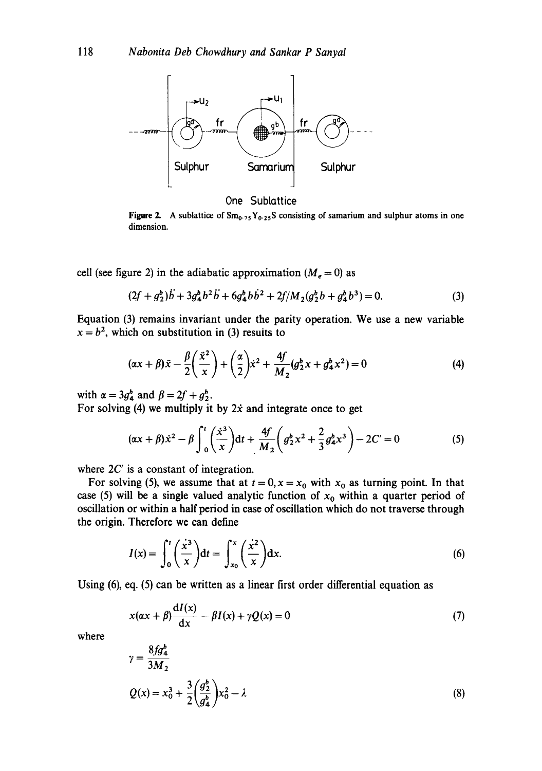Figure 2. A sublattice of $Sm_{0.75}Y_{0.25}S$ consisting of samarium and sulphur atoms in one dimension.

cell (see figure 2) in the adiabatic approximation ($M_e = 0$) as

$$(2f + g_2^b)\ddot{b} + 3g_4^b b^2 \ddot{b} + 6g_4^b b \dot{b}^2 + 2f/M_2(g_2^b b + g_4^b b^3) = 0. \tag{3}$$

Equation (3) remains invariant under the parity operation. We use a new variable $x = b^2$, which on substitution in (3) results to

$$(\alpha x + \beta)\ddot{x} - \frac{\beta}{2}\left(\frac{\dot{x}^2}{x}\right) + \left(\frac{\alpha}{2}\right)\dot{x}^2 + \frac{4f}{M_2}(g_2^b x + g_4^b x^2) = 0 \tag{4}$$

with $\alpha = 3g_4^b$ and $\beta = 2f + g_2^b$.

For solving (4) we multiply it by $2\dot{x}$ and integrate once to get

$$(\alpha x + \beta)\dot{x}^2 - \beta \int_0^t \left(\frac{\dot{x}^3}{x}\right)\mathrm{d}t + \frac{4f}{M_2}\left(g_2^b x^2 + \frac{2}{3} g_4^b x^3\right) - 2C' = 0 \tag{5}$$

where $2C'$ is a constant of integration.

For solving (5), we assume that at $t = 0, x = x_0$ with $x_0$ as turning point. In that case (5) will be a single valued analytic function of $x_0$ within a quarter period of oscillation or within a half period in case of oscillation which do not traverse through the origin. Therefore we can define

$$I(x) = \int_0^t \left(\frac{\dot{x}^3}{x}\right)\mathrm{d}t = \int_{x_0}^x \left(\frac{\dot{x}^2}{x}\right)\mathrm{d}x. \tag{6}$$

Using (6), eq. (5) can be written as a linear first order differential equation as

$$x(\alpha x + \beta)\frac{\mathrm{d}I(x)}{\mathrm{d}x} - \beta I(x) + \gamma Q(x) = 0 \tag{7}$$

where

$$\gamma = \frac{8fg_4^b}{3M_2}$$

$$Q(x) = x_0^3 + \frac{3}{2}\left(\frac{g_2^b}{g_4^b}\right)x_0^2 - \lambda \tag{8}$$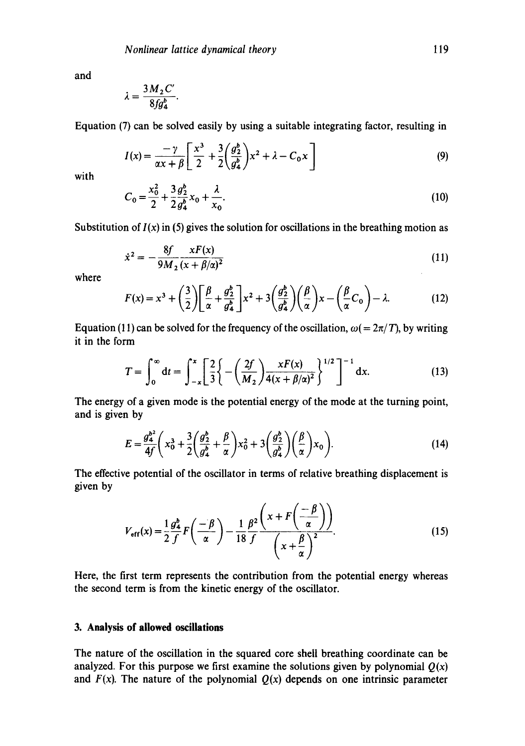and

$$\lambda = \frac{3M_2C'}{8fg_4^b}.$$

Equation (7) can be solved easily by using a suitable integrating factor, resulting in

$$I(x) = \frac{-\gamma}{\alpha x + \beta}\left[\frac{x^3}{2} + \frac{3}{2}\left(\frac{g_2^b}{g_4^b}\right)x^2 + \lambda - C_0 x\right] \tag{9}$$

with

$$C_0 = \frac{x_0^2}{2} + \frac{3}{2}\frac{g_2^b}{g_4^b}x_0 + \frac{\lambda}{x_0}. \tag{10}$$

Substitution of $I(x)$ in (5) gives the solution for oscillations in the breathing motion as

$$\dot{x}^2 = -\frac{8f}{9M_2}\frac{xF(x)}{(x+\beta/\alpha)^2} \tag{11}$$

where

$$F(x) = x^3 + \left(\frac{3}{2}\right)\left[\frac{\beta}{\alpha} + \frac{g_2^b}{g_4^b}\right]x^2 + 3\left(\frac{g_2^b}{g_4^b}\right)\left(\frac{\beta}{\alpha}\right)x - \left(\frac{\beta}{\alpha}C_0\right) - \lambda. \tag{12}$$

Equation (11) can be solved for the frequency of the oscillation, $\omega(=2\pi/T)$, by writing it in the form

$$T = \int_0^\infty \mathrm{d}t = \int_{-x}^{x}\left[\frac{2}{3}\left\{-\left(\frac{2f}{M_2}\right)\frac{xF(x)}{4(x+\beta/\alpha)^2}\right\}^{1/2}\right]^{-1}\mathrm{d}x. \tag{13}$$

The energy of a given mode is the potential energy of the mode at the turning point, and is given by

$$E = \frac{g_4^{b2}}{4f}\left(x_0^3 + \frac{3}{2}\left(\frac{g_2^b}{g_4^b} + \frac{\beta}{\alpha}\right)x_0^2 + 3\left(\frac{g_2^b}{g_4^b}\right)\left(\frac{\beta}{\alpha}\right)x_0\right). \tag{14}$$

The effective potential of the oscillator in terms of relative breathing displacement is given by

$$V_{\text{eff}}(x) = \frac{1}{2}\frac{g_4^b}{f}F\left(\frac{-\beta}{\alpha}\right) - \frac{1}{18}\frac{\beta^2}{f}\frac{\left(x + F\left(\frac{-\beta}{\alpha}\right)\right)}{\left(x+\frac{\beta}{\alpha}\right)^2}. \tag{15}$$

Here, the first term represents the contribution from the potential energy whereas the second term is from the kinetic energy of the oscillator.

## 3. Analysis of allowed oscillations

The nature of the oscillation in the squared core shell breathing coordinate can be analyzed. For this purpose we first examine the solutions given by polynomial $Q(x)$ and $F(x)$. The nature of the polynomial $Q(x)$ depends on one intrinsic parameter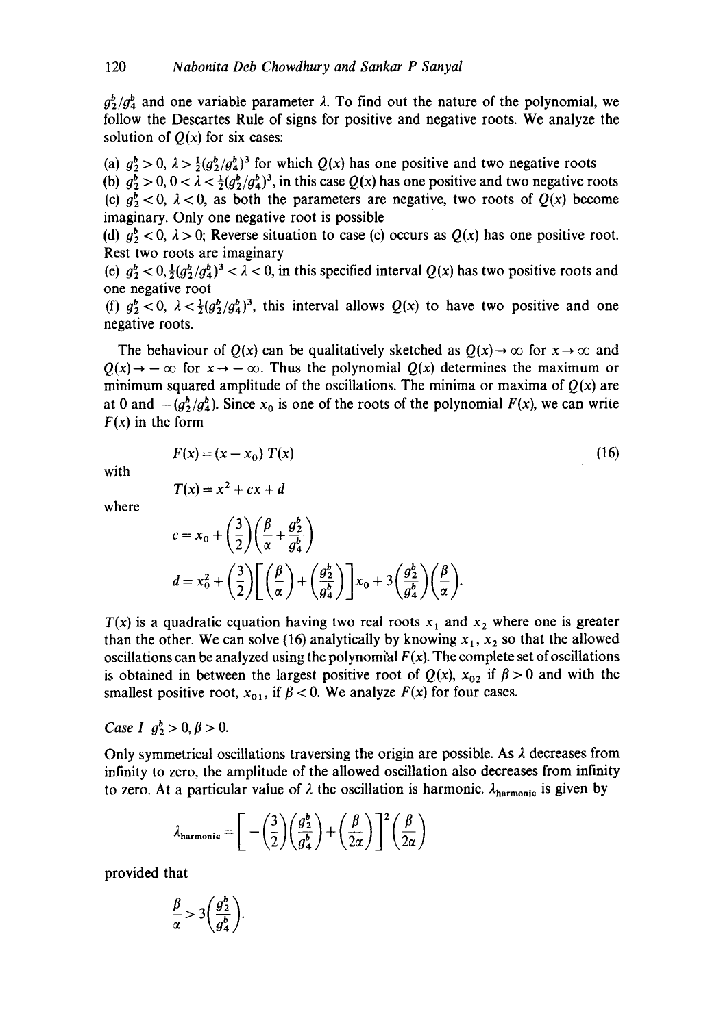$g_2^b/g_4^b$ and one variable parameter $\lambda$. To find out the nature of the polynomial, we follow the Descartes Rule of signs for positive and negative roots. We analyze the solution of $Q(x)$ for six cases:

(a) $g_2^b > 0$, $\lambda > \frac{1}{2}(g_2^b/g_4^b)^3$ for which $Q(x)$ has one positive and two negative roots

(b) $g_2^b > 0$, $0 < \lambda < \frac{1}{2}(g_2^b/g_4^b)^3$, in this case $Q(x)$ has one positive and two negative roots

(c) $g_2^b < 0$, $\lambda < 0$, as both the parameters are negative, two roots of $Q(x)$ become imaginary. Only one negative root is possible

(d) $g_2^b < 0$, $\lambda > 0$; Reverse situation to case (c) occurs as $Q(x)$ has one positive root. Rest two roots are imaginary

(e) $g_2^b < 0$, $\frac{1}{2}(g_2^b/g_4^b)^3 < \lambda < 0$, in this specified interval $Q(x)$ has two positive roots and one negative root

(f) $g_2^b < 0$, $\lambda < \frac{1}{2}(g_2^b/g_4^b)^3$, this interval allows $Q(x)$ to have two positive and one negative roots.

The behaviour of $Q(x)$ can be qualitatively sketched as $Q(x) \to \infty$ for $x \to \infty$ and $Q(x) \to -\infty$ for $x \to -\infty$. Thus the polynomial $Q(x)$ determines the maximum or minimum squared amplitude of the oscillations. The minima or maxima of $Q(x)$ are at 0 and $-(g_2^b/g_4^b)$. Since $x_0$ is one of the roots of the polynomial $F(x)$, we can write $F(x)$ in the form

$$F(x) = (x - x_0)\, T(x) \tag{16}$$

with

$$T(x) = x^2 + cx + d$$

where

$$c = x_0 + \left(\frac{3}{2}\right)\left(\frac{\beta}{\alpha} + \frac{g_2^b}{g_4^b}\right)$$

$$d = x_0^2 + \left(\frac{3}{2}\right)\left[\left(\frac{\beta}{\alpha}\right) + \left(\frac{g_2^b}{g_4^b}\right)\right]x_0 + 3\left(\frac{g_2^b}{g_4^b}\right)\left(\frac{\beta}{\alpha}\right).$$

$T(x)$ is a quadratic equation having two real roots $x_1$ and $x_2$ where one is greater than the other. We can solve (16) analytically by knowing $x_1$, $x_2$ so that the allowed oscillations can be analyzed using the polynomial $F(x)$. The complete set of oscillations is obtained in between the largest positive root of $Q(x)$, $x_{02}$ if $\beta > 0$ and with the smallest positive root, $x_{01}$, if $\beta < 0$. We analyze $F(x)$ for four cases.

*Case I* $g_2^b > 0, \beta > 0$.

Only symmetrical oscillations traversing the origin are possible. As $\lambda$ decreases from infinity to zero, the amplitude of the allowed oscillation also decreases from infinity to zero. At a particular value of $\lambda$ the oscillation is harmonic. $\lambda_{\text{harmonic}}$ is given by

$$\lambda_{\text{harmonic}} = \left[-\left(\frac{3}{2}\right)\left(\frac{g_2^b}{g_4^b}\right) + \left(\frac{\beta}{2\alpha}\right)\right]^2 \left(\frac{\beta}{2\alpha}\right)$$

provided that

$$\frac{\beta}{\alpha} > 3\left(\frac{g_2^b}{g_4^b}\right).$$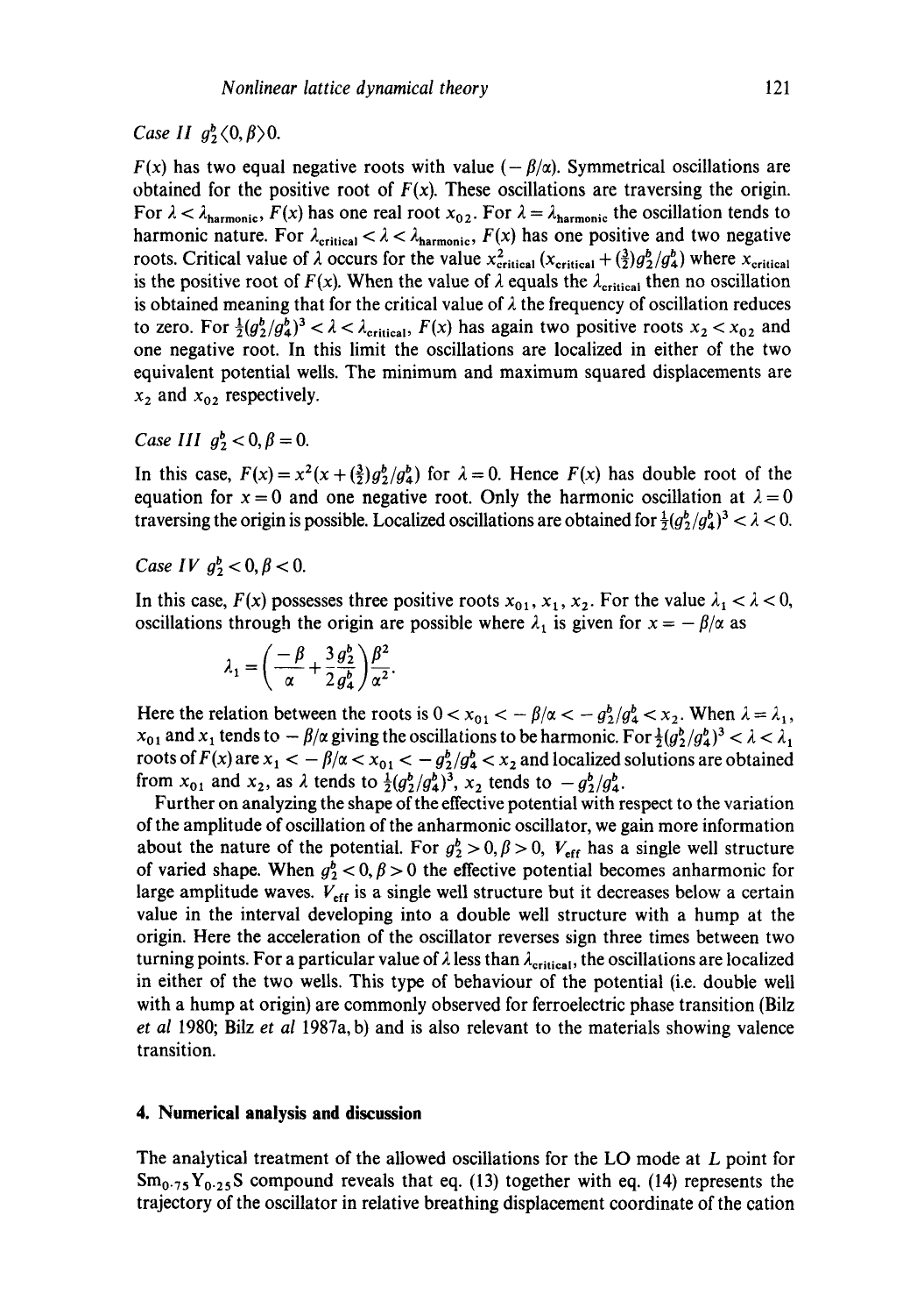*Case II* $g_2^b \langle 0, \beta \rangle 0$.

$F(x)$ has two equal negative roots with value $(-\beta/\alpha)$. Symmetrical oscillations are obtained for the positive root of $F(x)$. These oscillations are traversing the origin. For $\lambda < \lambda_{\text{harmonic}}$, $F(x)$ has one real root $x_{02}$. For $\lambda = \lambda_{\text{harmonic}}$ the oscillation tends to harmonic nature. For $\lambda_{\text{critical}} < \lambda < \lambda_{\text{harmonic}}$, $F(x)$ has one positive and two negative roots. Critical value of $\lambda$ occurs for the value $x_{\text{critical}}^2 (x_{\text{critical}} + (\frac{3}{2})g_2^b/g_4^b)$ where $x_{\text{critical}}$ is the positive root of $F(x)$. When the value of $\lambda$ equals the $\lambda_{\text{critical}}$ then no oscillation is obtained meaning that for the critical value of $\lambda$ the frequency of oscillation reduces to zero. For $\frac{1}{2}(g_2^b/g_4^b)^3 < \lambda < \lambda_{\text{critical}}$, $F(x)$ has again two positive roots $x_2 < x_{02}$ and one negative root. In this limit the oscillations are localized in either of the two equivalent potential wells. The minimum and maximum squared displacements are $x_2$ and $x_{02}$ respectively.

*Case III* $g_2^b < 0, \beta = 0$.

In this case, $F(x) = x^2(x + (\frac{3}{2})g_2^b/g_4^b)$ for $\lambda = 0$. Hence $F(x)$ has double root of the equation for $x = 0$ and one negative root. Only the harmonic oscillation at $\lambda = 0$ traversing the origin is possible. Localized oscillations are obtained for $\frac{1}{2}(g_2^b/g_4^b)^3 < \lambda < 0$.

*Case IV* $g_2^b < 0, \beta < 0$.

In this case, $F(x)$ possesses three positive roots $x_{01}, x_1, x_2$. For the value $\lambda_1 < \lambda < 0$, oscillations through the origin are possible where $\lambda_1$ is given for $x = -\beta/\alpha$ as

$$\lambda_1 = \left(\frac{-\beta}{\alpha} + \frac{3}{2}\frac{g_2^b}{g_4^b}\right)\frac{\beta^2}{\alpha^2}.$$

Here the relation between the roots is $0 < x_{01} < -\beta/\alpha < -g_2^b/g_4^b < x_2$. When $\lambda = \lambda_1$, $x_{01}$ and $x_1$ tends to $-\beta/\alpha$ giving the oscillations to be harmonic. For $\frac{1}{2}(g_2^b/g_4^b)^3 < \lambda < \lambda_1$ roots of $F(x)$ are $x_1 < -\beta/\alpha < x_{01} < -g_2^b/g_4^b < x_2$ and localized solutions are obtained from $x_{01}$ and $x_2$, as $\lambda$ tends to $\frac{1}{2}(g_2^b/g_4^b)^3$, $x_2$ tends to $-g_2^b/g_4^b$.

Further on analyzing the shape of the effective potential with respect to the variation of the amplitude of oscillation of the anharmonic oscillator, we gain more information about the nature of the potential. For $g_2^b > 0, \beta > 0$, $V_{\text{eff}}$ has a single well structure of varied shape. When $g_2^b < 0, \beta > 0$ the effective potential becomes anharmonic for large amplitude waves. $V_{\text{eff}}$ is a single well structure but it decreases below a certain value in the interval developing into a double well structure with a hump at the origin. Here the acceleration of the oscillator reverses sign three times between two turning points. For a particular value of $\lambda$ less than $\lambda_{\text{critical}}$, the oscillations are localized in either of the two wells. This type of behaviour of the potential (i.e. double well with a hump at origin) are commonly observed for ferroelectric phase transition (Bilz *et al* 1980; Bilz *et al* 1987a, b) and is also relevant to the materials showing valence transition.

## 4. Numerical analysis and discussion

The analytical treatment of the allowed oscillations for the LO mode at $L$ point for $Sm_{0.75}Y_{0.25}S$ compound reveals that eq. (13) together with eq. (14) represents the trajectory of the oscillator in relative breathing displacement coordinate of the cation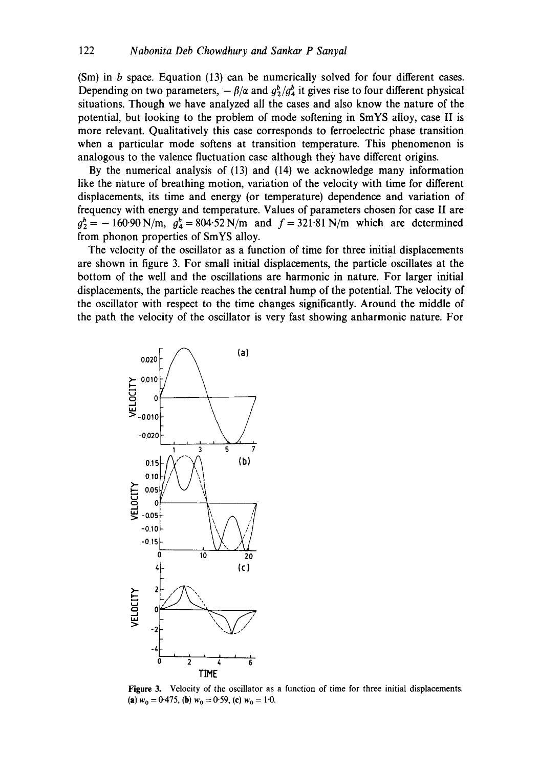(Sm) in $b$ space. Equation (13) can be numerically solved for four different cases. Depending on two parameters, $-\beta/\alpha$ and $g_2^b/g_4^b$ it gives rise to four different physical situations. Though we have analyzed all the cases and also know the nature of the potential, but looking to the problem of mode softening in SmYS alloy, case II is more relevant. Qualitatively this case corresponds to ferroelectric phase transition when a particular mode softens at transition temperature. This phenomenon is analogous to the valence fluctuation case although they have different origins.

By the numerical analysis of (13) and (14) we acknowledge many information like the nature of breathing motion, variation of the velocity with time for different displacements, its time and energy (or temperature) dependence and variation of frequency with energy and temperature. Values of parameters chosen for case II are $g_2^b = -160{\cdot}90$ N/m, $g_4^b = 804{\cdot}52$ N/m and $f = 321{\cdot}81$ N/m which are determined from phonon properties of SmYS alloy.

The velocity of the oscillator as a function of time for three initial displacements are shown in figure 3. For small initial displacements, the particle oscillates at the bottom of the well and the oscillations are harmonic in nature. For larger initial displacements, the particle reaches the central hump of the potential. The velocity of the oscillator with respect to the time changes significantly. Around the middle of the path the velocity of the oscillator is very fast showing anharmonic nature. For

**Figure 3.** Velocity of the oscillator as a function of time for three initial displacements. **(a)** $w_0 = 0{\cdot}475$, **(b)** $w_0 = 0{\cdot}59$, **(c)** $w_0 = 1{\cdot}0$.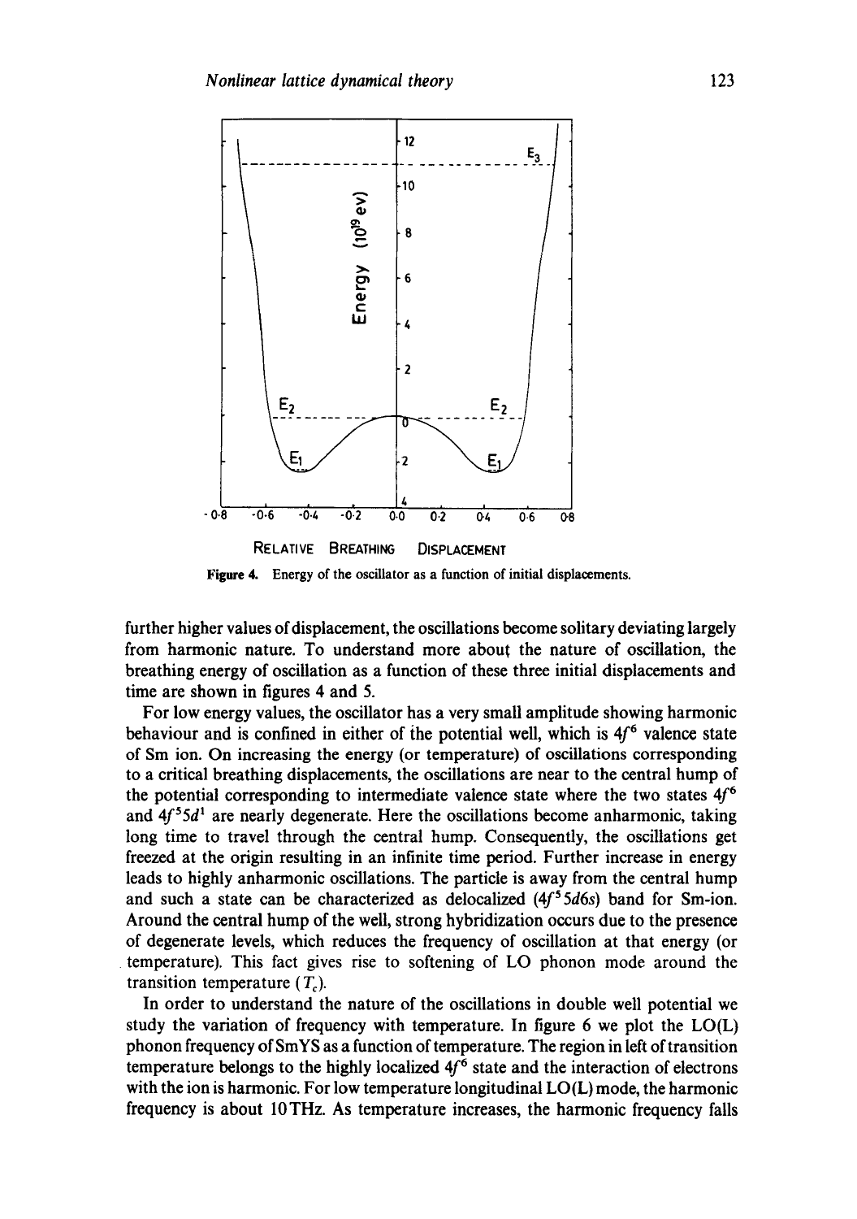Figure 4. Energy of the oscillator as a function of initial displacements.

further higher values of displacement, the oscillations become solitary deviating largely from harmonic nature. To understand more about the nature of oscillation, the breathing energy of oscillation as a function of these three initial displacements and time are shown in figures 4 and 5.

For low energy values, the oscillator has a very small amplitude showing harmonic behaviour and is confined in either of the potential well, which is $4f^6$ valence state of Sm ion. On increasing the energy (or temperature) of oscillations corresponding to a critical breathing displacements, the oscillations are near to the central hump of the potential corresponding to intermediate valence state where the two states $4f^6$ and $4f^5 5d^1$ are nearly degenerate. Here the oscillations become anharmonic, taking long time to travel through the central hump. Consequently, the oscillations get freezed at the origin resulting in an infinite time period. Further increase in energy leads to highly anharmonic oscillations. The particle is away from the central hump and such a state can be characterized as delocalized ($4f^5 5d6s$) band for Sm-ion. Around the central hump of the well, strong hybridization occurs due to the presence of degenerate levels, which reduces the frequency of oscillation at that energy (or temperature). This fact gives rise to softening of LO phonon mode around the transition temperature ($T_c$).

In order to understand the nature of the oscillations in double well potential we study the variation of frequency with temperature. In figure 6 we plot the LO(L) phonon frequency of SmYS as a function of temperature. The region in left of transition temperature belongs to the highly localized $4f^6$ state and the interaction of electrons with the ion is harmonic. For low temperature longitudinal LO(L) mode, the harmonic frequency is about 10 THz. As temperature increases, the harmonic frequency falls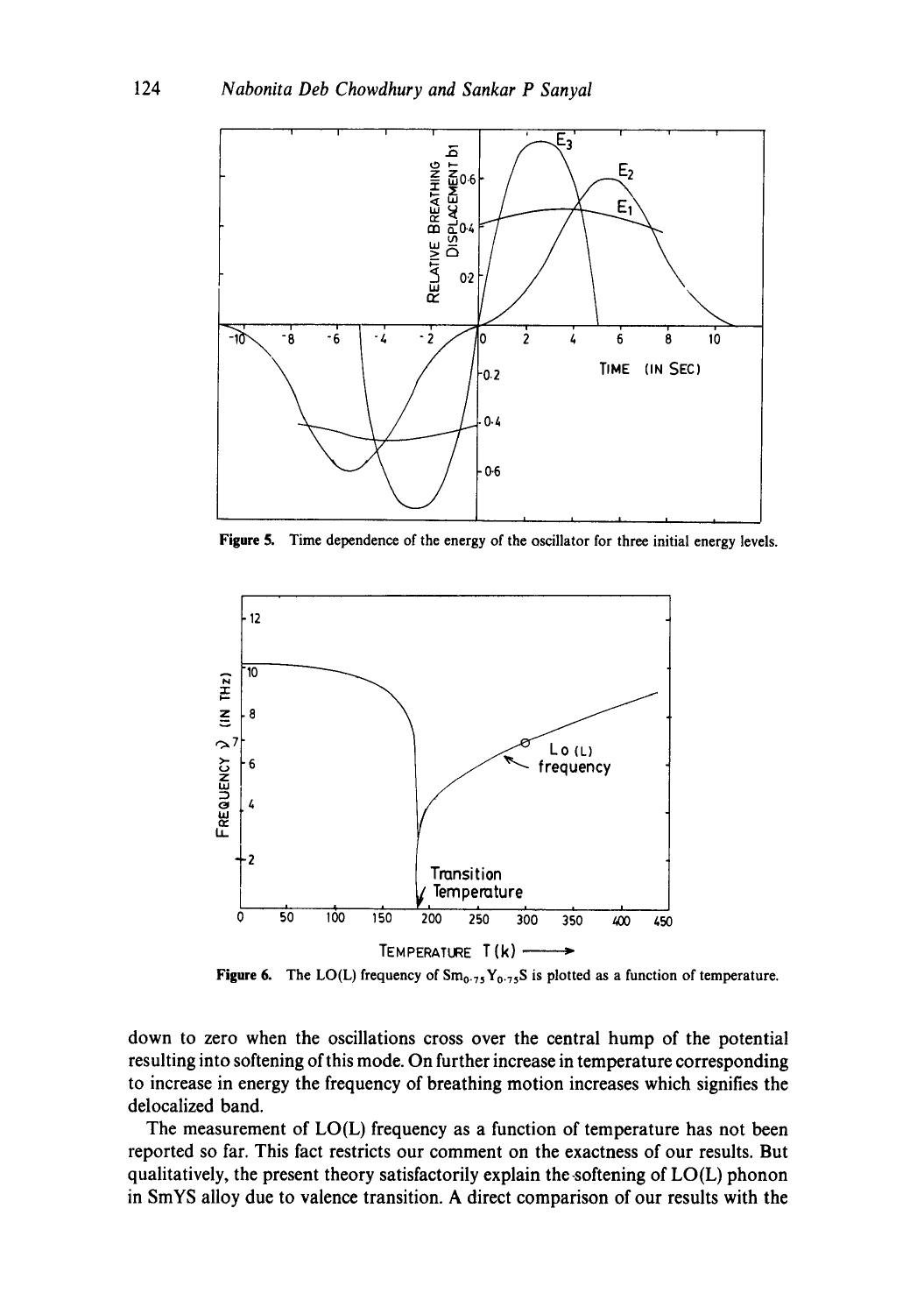Figure 5. Time dependence of the energy of the oscillator for three initial energy levels.

Figure 6. The LO(L) frequency of $Sm_{0.75}Y_{0.75}S$ is plotted as a function of temperature.

down to zero when the oscillations cross over the central hump of the potential resulting into softening of this mode. On further increase in temperature corresponding to increase in energy the frequency of breathing motion increases which signifies the delocalized band.

The measurement of LO(L) frequency as a function of temperature has not been reported so far. This fact restricts our comment on the exactness of our results. But qualitatively, the present theory satisfactorily explain the softening of LO(L) phonon in SmYS alloy due to valence transition. A direct comparison of our results with the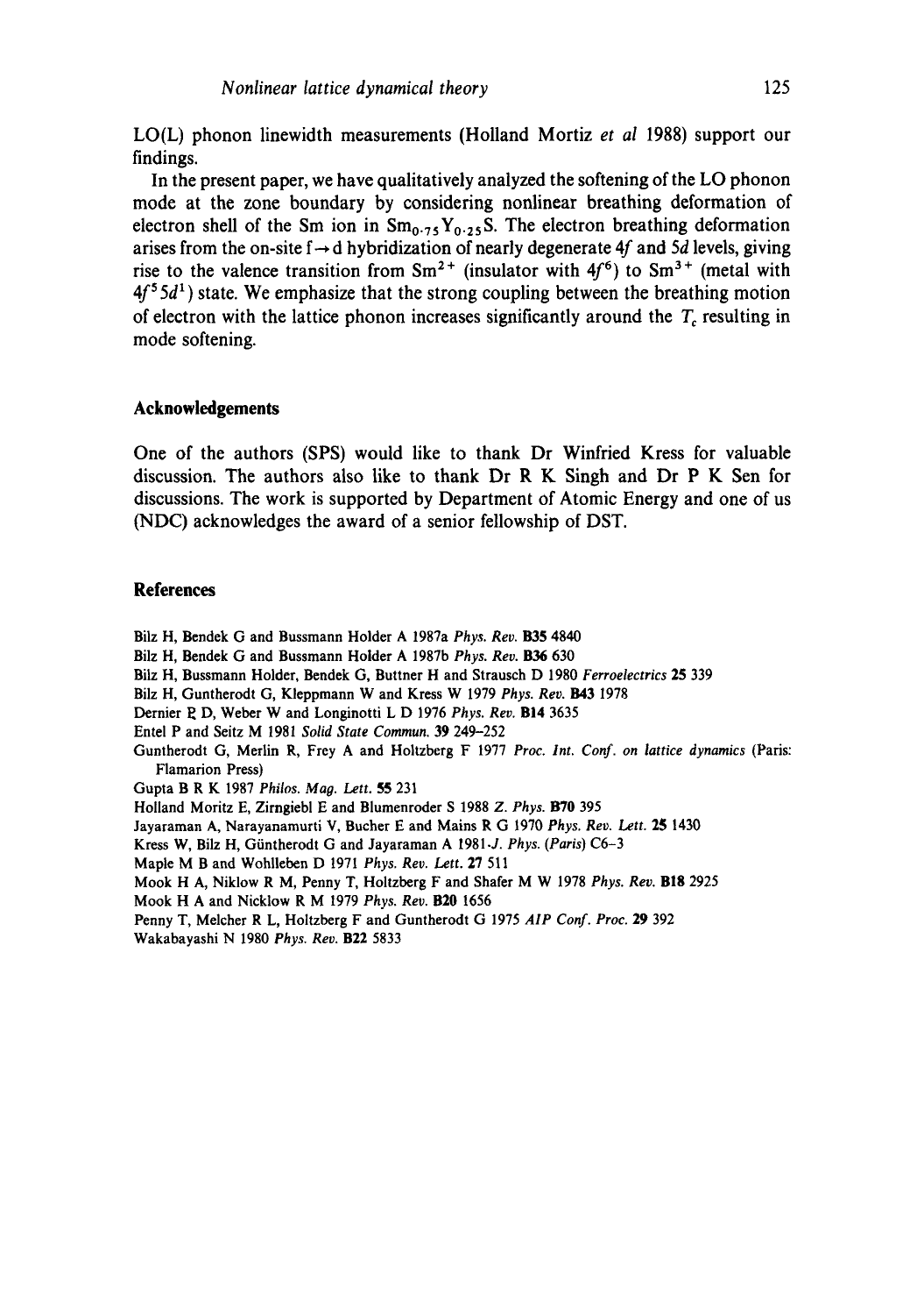LO(L) phonon linewidth measurements (Holland Mortiz *et al* 1988) support our findings.

In the present paper, we have qualitatively analyzed the softening of the LO phonon mode at the zone boundary by considering nonlinear breathing deformation of electron shell of the Sm ion in $Sm_{0.75}Y_{0.25}S$. The electron breathing deformation arises from the on-site $f \rightarrow d$ hybridization of nearly degenerate $4f$ and $5d$ levels, giving rise to the valence transition from $Sm^{2+}$ (insulator with $4f^6$) to $Sm^{3+}$ (metal with $4f^5 5d^1$) state. We emphasize that the strong coupling between the breathing motion of electron with the lattice phonon increases significantly around the $T_c$ resulting in mode softening.

## Acknowledgements

One of the authors (SPS) would like to thank Dr Winfried Kress for valuable discussion. The authors also like to thank Dr R K Singh and Dr P K Sen for discussions. The work is supported by Department of Atomic Energy and one of us (NDC) acknowledges the award of a senior fellowship of DST.

## References

Bilz H, Bendek G and Bussmann Holder A 1987a *Phys. Rev.* **B35** 4840

Bilz H, Bendek G and Bussmann Holder A 1987b *Phys. Rev.* **B36** 630

Bilz H, Bussmann Holder, Bendek G, Buttner H and Strausch D 1980 *Ferroelectrics* **25** 339

Bilz H, Guntherodt G, Kleppmann W and Kress W 1979 *Phys. Rev.* **B43** 1978

Dernier P D, Weber W and Longinotti L D 1976 *Phys. Rev.* **B14** 3635

Entel P and Seitz M 1981 *Solid State Commun.* **39** 249–252

Guntherodt G, Merlin R, Frey A and Holtzberg F 1977 *Proc. Int. Conf. on lattice dynamics* (Paris: Flamarion Press)

Gupta B R K 1987 *Philos. Mag. Lett.* **55** 231

Holland Moritz E, Zirngiebl E and Blumenroder S 1988 *Z. Phys.* **B70** 395

Jayaraman A, Narayanamurti V, Bucher E and Mains R G 1970 *Phys. Rev. Lett.* **25** 1430

Kress W, Bilz H, Güntherodt G and Jayaraman A 1981 *J. Phys. (Paris)* C6–3

Maple M B and Wohlleben D 1971 *Phys. Rev. Lett.* **27** 511

Mook H A, Niklow R M, Penny T, Holtzberg F and Shafer M W 1978 *Phys. Rev.* **B18** 2925

Mook H A and Nicklow R M 1979 *Phys. Rev.* **B20** 1656

Penny T, Melcher R L, Holtzberg F and Guntherodt G 1975 *AIP Conf. Proc.* **29** 392

Wakabayashi N 1980 *Phys. Rev.* **B22** 5833